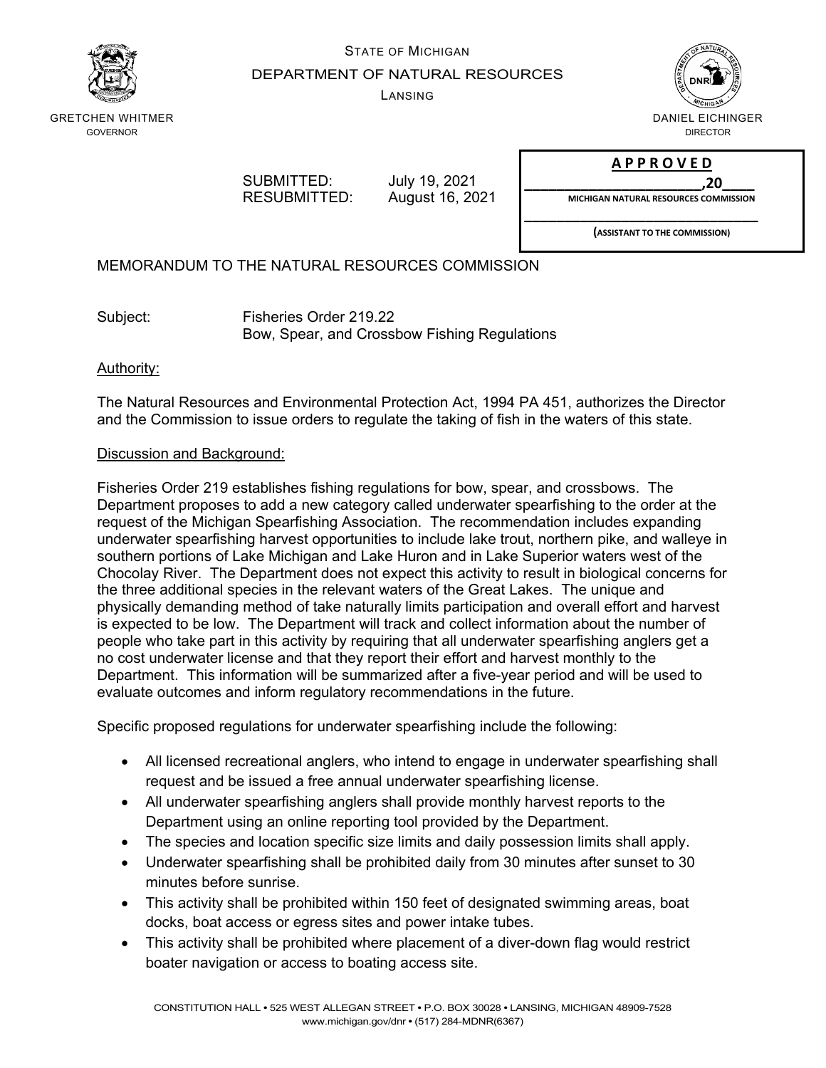STATE OF MICHIGAN

DEPARTMENT OF NATURAL RESOURCES

LANSING

GRETCHEN WHITMER
GOVERNOR

DANIEL EICHINGER
DIRECTOR

SUBMITTED: July 19, 2021
RESUBMITTED: August 16, 2021

**A P P R O V E D**

_______________________,20____
MICHIGAN NATURAL RESOURCES COMMISSION

_______________________________
(ASSISTANT TO THE COMMISSION)

MEMORANDUM TO THE NATURAL RESOURCES COMMISSION

Subject: Fisheries Order 219.22
Bow, Spear, and Crossbow Fishing Regulations

Authority:

The Natural Resources and Environmental Protection Act, 1994 PA 451, authorizes the Director and the Commission to issue orders to regulate the taking of fish in the waters of this state.

Discussion and Background:

Fisheries Order 219 establishes fishing regulations for bow, spear, and crossbows. The Department proposes to add a new category called underwater spearfishing to the order at the request of the Michigan Spearfishing Association. The recommendation includes expanding underwater spearfishing harvest opportunities to include lake trout, northern pike, and walleye in southern portions of Lake Michigan and Lake Huron and in Lake Superior waters west of the Chocolay River. The Department does not expect this activity to result in biological concerns for the three additional species in the relevant waters of the Great Lakes. The unique and physically demanding method of take naturally limits participation and overall effort and harvest is expected to be low. The Department will track and collect information about the number of people who take part in this activity by requiring that all underwater spearfishing anglers get a no cost underwater license and that they report their effort and harvest monthly to the Department. This information will be summarized after a five-year period and will be used to evaluate outcomes and inform regulatory recommendations in the future.

Specific proposed regulations for underwater spearfishing include the following:

- All licensed recreational anglers, who intend to engage in underwater spearfishing shall request and be issued a free annual underwater spearfishing license.
- All underwater spearfishing anglers shall provide monthly harvest reports to the Department using an online reporting tool provided by the Department.
- The species and location specific size limits and daily possession limits shall apply.
- Underwater spearfishing shall be prohibited daily from 30 minutes after sunset to 30 minutes before sunrise.
- This activity shall be prohibited within 150 feet of designated swimming areas, boat docks, boat access or egress sites and power intake tubes.
- This activity shall be prohibited where placement of a diver-down flag would restrict boater navigation or access to boating access site.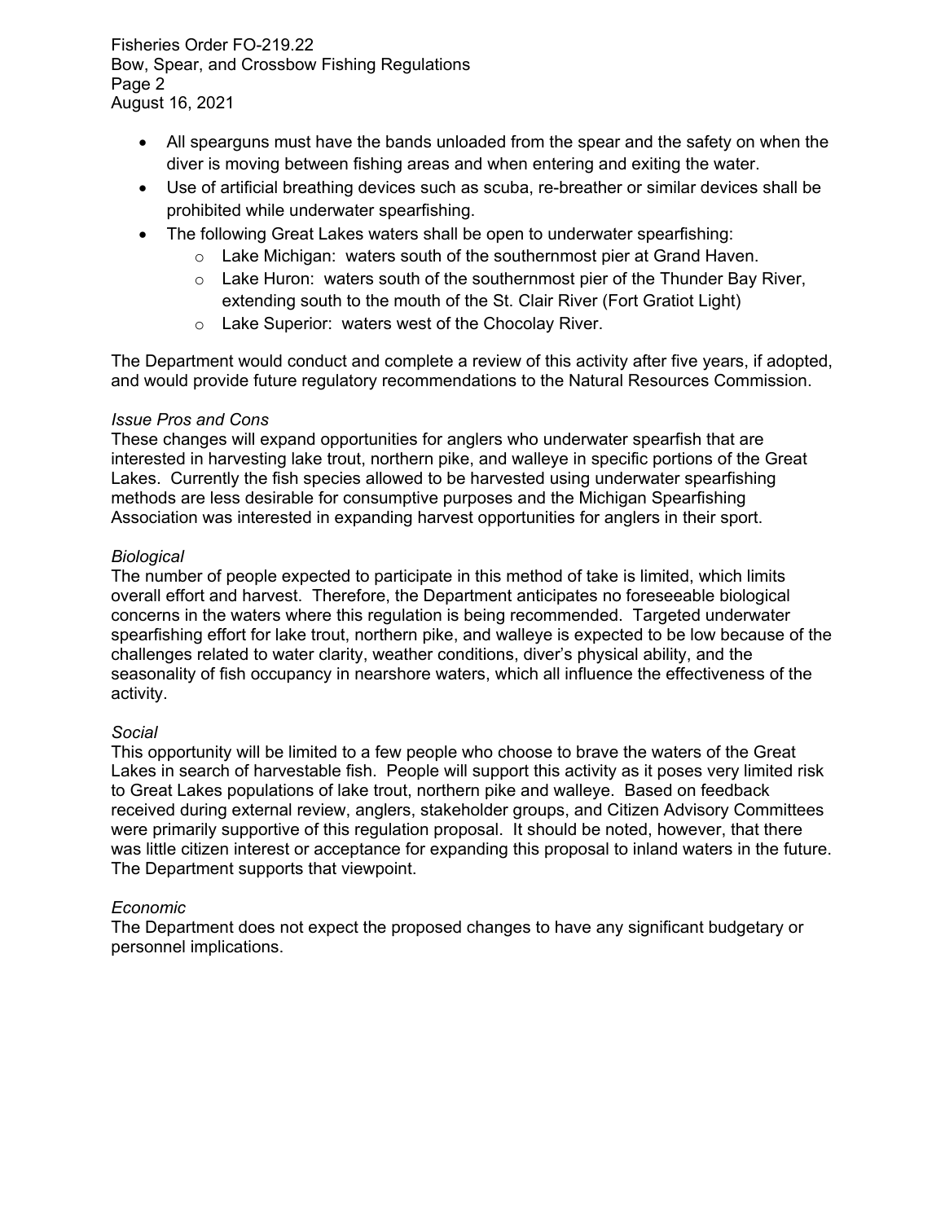- All spearguns must have the bands unloaded from the spear and the safety on when the diver is moving between fishing areas and when entering and exiting the water.
- Use of artificial breathing devices such as scuba, re-breather or similar devices shall be prohibited while underwater spearfishing.
- The following Great Lakes waters shall be open to underwater spearfishing:
  - Lake Michigan: waters south of the southernmost pier at Grand Haven.
  - Lake Huron: waters south of the southernmost pier of the Thunder Bay River, extending south to the mouth of the St. Clair River (Fort Gratiot Light)
  - Lake Superior: waters west of the Chocolay River.

The Department would conduct and complete a review of this activity after five years, if adopted, and would provide future regulatory recommendations to the Natural Resources Commission.

*Issue Pros and Cons*

These changes will expand opportunities for anglers who underwater spearfish that are interested in harvesting lake trout, northern pike, and walleye in specific portions of the Great Lakes. Currently the fish species allowed to be harvested using underwater spearfishing methods are less desirable for consumptive purposes and the Michigan Spearfishing Association was interested in expanding harvest opportunities for anglers in their sport.

*Biological*

The number of people expected to participate in this method of take is limited, which limits overall effort and harvest. Therefore, the Department anticipates no foreseeable biological concerns in the waters where this regulation is being recommended. Targeted underwater spearfishing effort for lake trout, northern pike, and walleye is expected to be low because of the challenges related to water clarity, weather conditions, diver's physical ability, and the seasonality of fish occupancy in nearshore waters, which all influence the effectiveness of the activity.

*Social*

This opportunity will be limited to a few people who choose to brave the waters of the Great Lakes in search of harvestable fish. People will support this activity as it poses very limited risk to Great Lakes populations of lake trout, northern pike and walleye. Based on feedback received during external review, anglers, stakeholder groups, and Citizen Advisory Committees were primarily supportive of this regulation proposal. It should be noted, however, that there was little citizen interest or acceptance for expanding this proposal to inland waters in the future. The Department supports that viewpoint.

*Economic*

The Department does not expect the proposed changes to have any significant budgetary or personnel implications.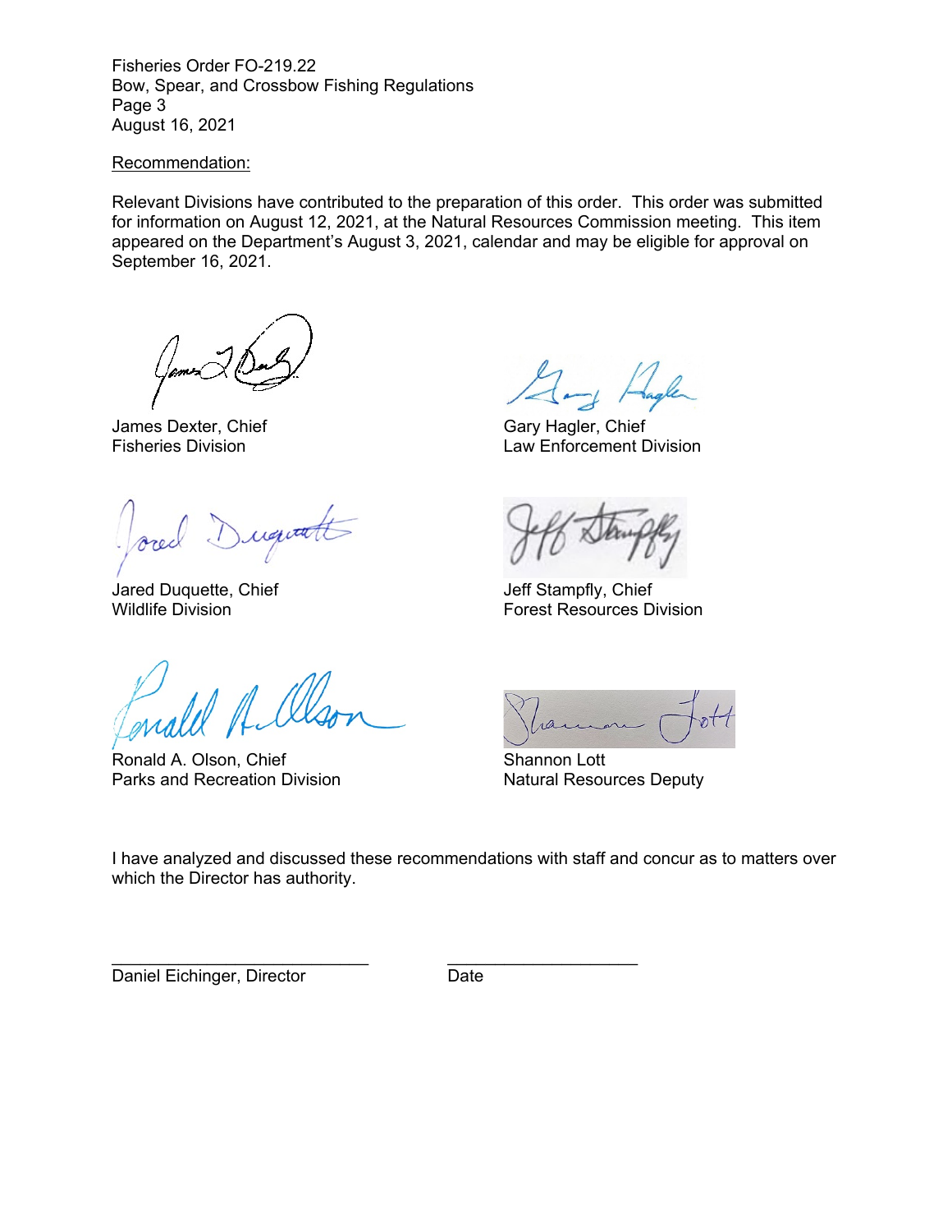Recommendation:

Relevant Divisions have contributed to the preparation of this order. This order was submitted for information on August 12, 2021, at the Natural Resources Commission meeting. This item appeared on the Department's August 3, 2021, calendar and may be eligible for approval on September 16, 2021.

James Dexter, Chief
Fisheries Division

Gary Hagler, Chief
Law Enforcement Division

Jared Duquette, Chief
Wildlife Division

Jeff Stampfly, Chief
Forest Resources Division

Ronald A. Olson, Chief
Parks and Recreation Division

Shannon Lott
Natural Resources Deputy

I have analyzed and discussed these recommendations with staff and concur as to matters over which the Director has authority.

\_\_\_\_\_\_\_\_\_\_\_\_\_\_\_\_\_\_\_\_\_\_\_\_\_\_\_\_ \_\_\_\_\_\_\_\_\_\_\_\_\_\_\_\_\_\_\_\_\_\_
Daniel Eichinger, Director Date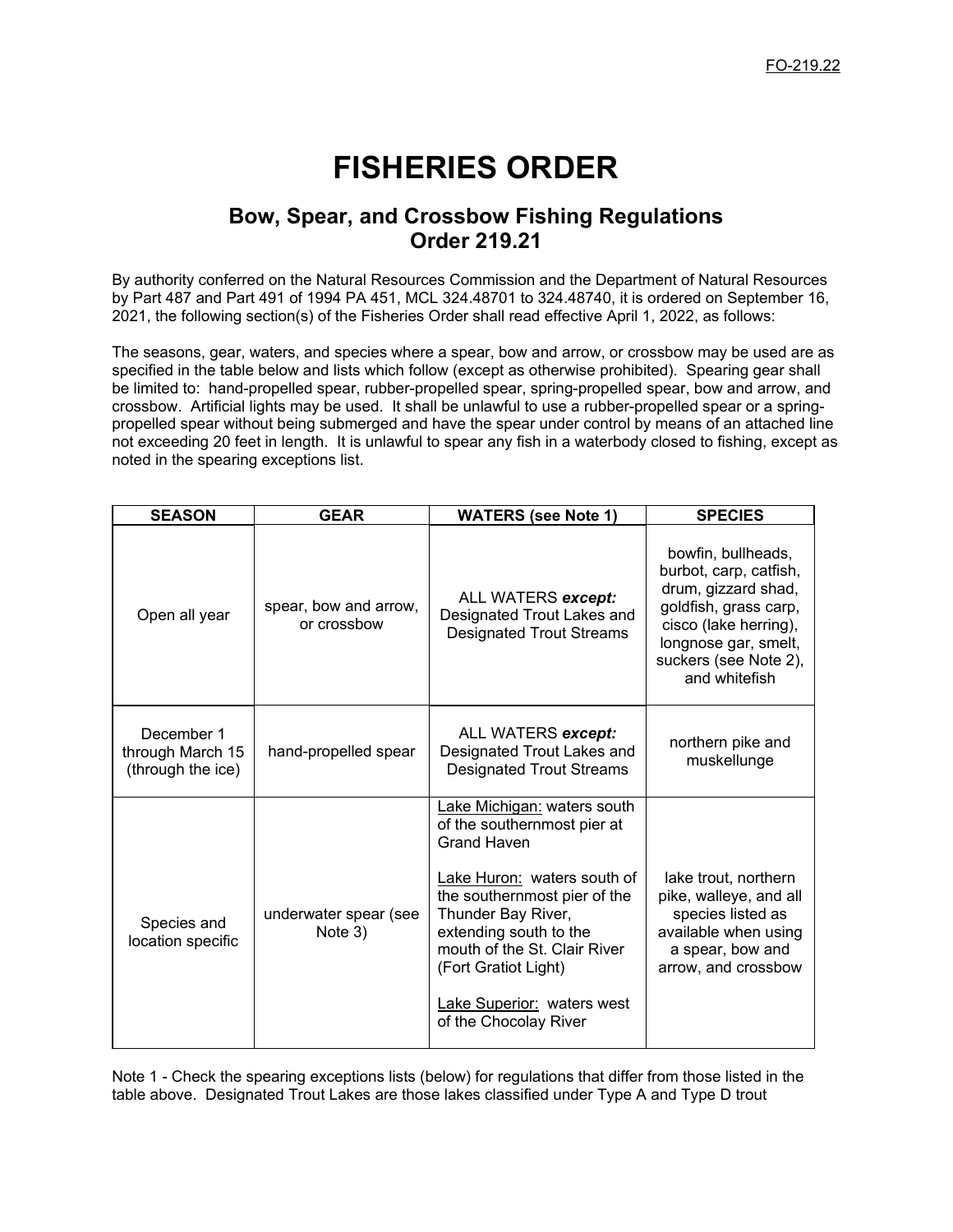FO-219.22

# FISHERIES ORDER

## Bow, Spear, and Crossbow Fishing Regulations
## Order 219.21

By authority conferred on the Natural Resources Commission and the Department of Natural Resources by Part 487 and Part 491 of 1994 PA 451, MCL 324.48701 to 324.48740, it is ordered on September 16, 2021, the following section(s) of the Fisheries Order shall read effective April 1, 2022, as follows:

The seasons, gear, waters, and species where a spear, bow and arrow, or crossbow may be used are as specified in the table below and lists which follow (except as otherwise prohibited). Spearing gear shall be limited to: hand-propelled spear, rubber-propelled spear, spring-propelled spear, bow and arrow, and crossbow. Artificial lights may be used. It shall be unlawful to use a rubber-propelled spear or a spring-propelled spear without being submerged and have the spear under control by means of an attached line not exceeding 20 feet in length. It is unlawful to spear any fish in a waterbody closed to fishing, except as noted in the spearing exceptions list.

| SEASON | GEAR | WATERS (see Note 1) | SPECIES |
|---|---|---|---|
| Open all year | spear, bow and arrow, or crossbow | ALL WATERS ***except:*** Designated Trout Lakes and Designated Trout Streams | bowfin, bullheads, burbot, carp, catfish, drum, gizzard shad, goldfish, grass carp, cisco (lake herring), longnose gar, smelt, suckers (see Note 2), and whitefish |
| December 1 through March 15 (through the ice) | hand-propelled spear | ALL WATERS ***except:*** Designated Trout Lakes and Designated Trout Streams | northern pike and muskellunge |
| Species and location specific | underwater spear (see Note 3) | <u>Lake Michigan:</u> waters south of the southernmost pier at Grand Haven<br><br><u>Lake Huron:</u> waters south of the southernmost pier of the Thunder Bay River, extending south to the mouth of the St. Clair River (Fort Gratiot Light)<br><br><u>Lake Superior:</u> waters west of the Chocolay River | lake trout, northern pike, walleye, and all species listed as available when using a spear, bow and arrow, and crossbow |

Note 1 - Check the spearing exceptions lists (below) for regulations that differ from those listed in the table above. Designated Trout Lakes are those lakes classified under Type A and Type D trout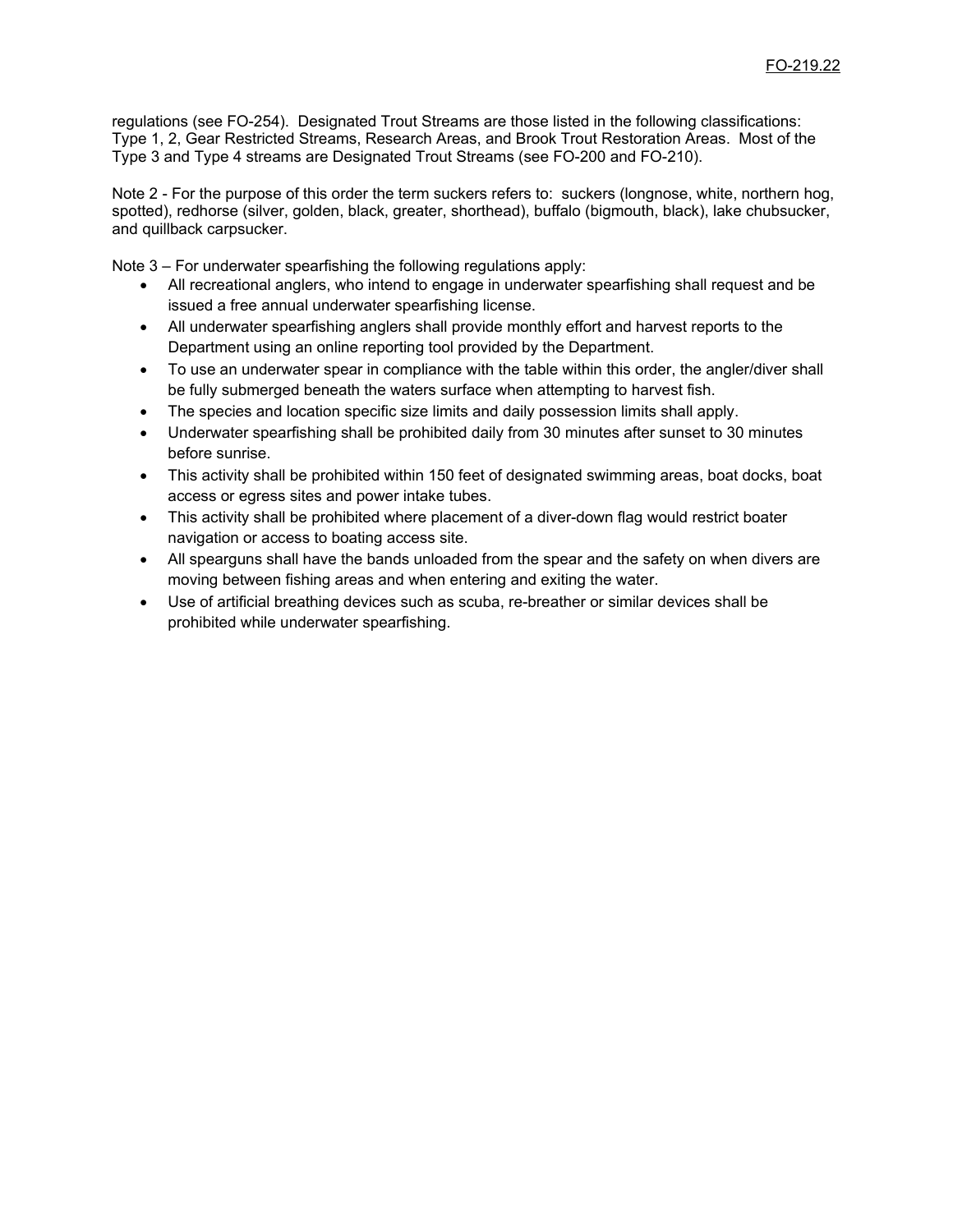regulations (see FO-254). Designated Trout Streams are those listed in the following classifications: Type 1, 2, Gear Restricted Streams, Research Areas, and Brook Trout Restoration Areas. Most of the Type 3 and Type 4 streams are Designated Trout Streams (see FO-200 and FO-210).

Note 2 - For the purpose of this order the term suckers refers to: suckers (longnose, white, northern hog, spotted), redhorse (silver, golden, black, greater, shorthead), buffalo (bigmouth, black), lake chubsucker, and quillback carpsucker.

Note 3 – For underwater spearfishing the following regulations apply:

- All recreational anglers, who intend to engage in underwater spearfishing shall request and be issued a free annual underwater spearfishing license.
- All underwater spearfishing anglers shall provide monthly effort and harvest reports to the Department using an online reporting tool provided by the Department.
- To use an underwater spear in compliance with the table within this order, the angler/diver shall be fully submerged beneath the waters surface when attempting to harvest fish.
- The species and location specific size limits and daily possession limits shall apply.
- Underwater spearfishing shall be prohibited daily from 30 minutes after sunset to 30 minutes before sunrise.
- This activity shall be prohibited within 150 feet of designated swimming areas, boat docks, boat access or egress sites and power intake tubes.
- This activity shall be prohibited where placement of a diver-down flag would restrict boater navigation or access to boating access site.
- All spearguns shall have the bands unloaded from the spear and the safety on when divers are moving between fishing areas and when entering and exiting the water.
- Use of artificial breathing devices such as scuba, re-breather or similar devices shall be prohibited while underwater spearfishing.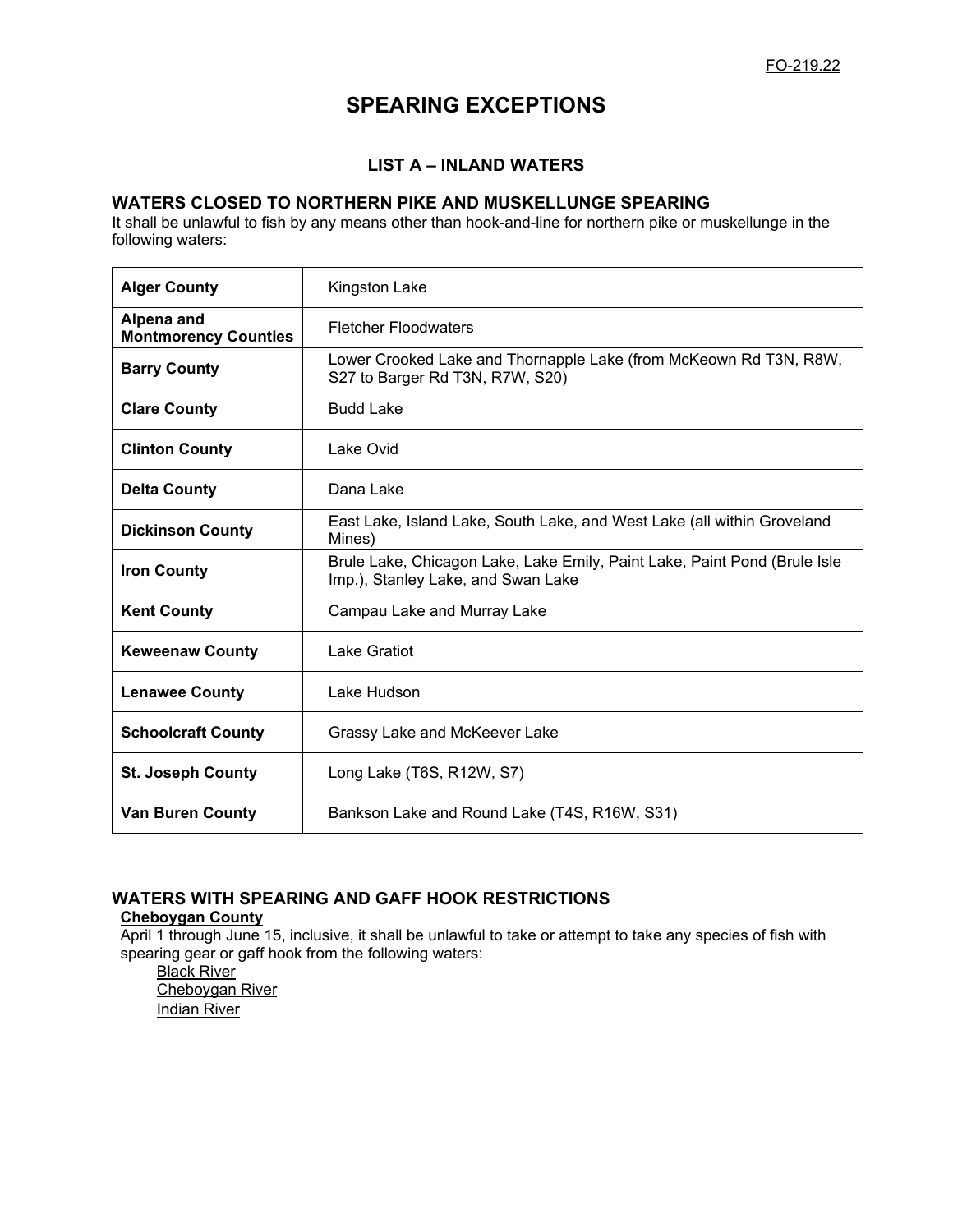FO-219.22

# SPEARING EXCEPTIONS

## LIST A – INLAND WATERS

### WATERS CLOSED TO NORTHERN PIKE AND MUSKELLUNGE SPEARING

It shall be unlawful to fish by any means other than hook-and-line for northern pike or muskellunge in the following waters:

| County | Waters |
|---|---|
| **Alger County** | Kingston Lake |
| **Alpena and Montmorency Counties** | Fletcher Floodwaters |
| **Barry County** | Lower Crooked Lake and Thornapple Lake (from McKeown Rd T3N, R8W, S27 to Barger Rd T3N, R7W, S20) |
| **Clare County** | Budd Lake |
| **Clinton County** | Lake Ovid |
| **Delta County** | Dana Lake |
| **Dickinson County** | East Lake, Island Lake, South Lake, and West Lake (all within Groveland Mines) |
| **Iron County** | Brule Lake, Chicagon Lake, Lake Emily, Paint Lake, Paint Pond (Brule Isle Imp.), Stanley Lake, and Swan Lake |
| **Kent County** | Campau Lake and Murray Lake |
| **Keweenaw County** | Lake Gratiot |
| **Lenawee County** | Lake Hudson |
| **Schoolcraft County** | Grassy Lake and McKeever Lake |
| **St. Joseph County** | Long Lake (T6S, R12W, S7) |
| **Van Buren County** | Bankson Lake and Round Lake (T4S, R16W, S31) |

### WATERS WITH SPEARING AND GAFF HOOK RESTRICTIONS

**Cheboygan County**

April 1 through June 15, inclusive, it shall be unlawful to take or attempt to take any species of fish with spearing gear or gaff hook from the following waters:

- Black River
- Cheboygan River
- Indian River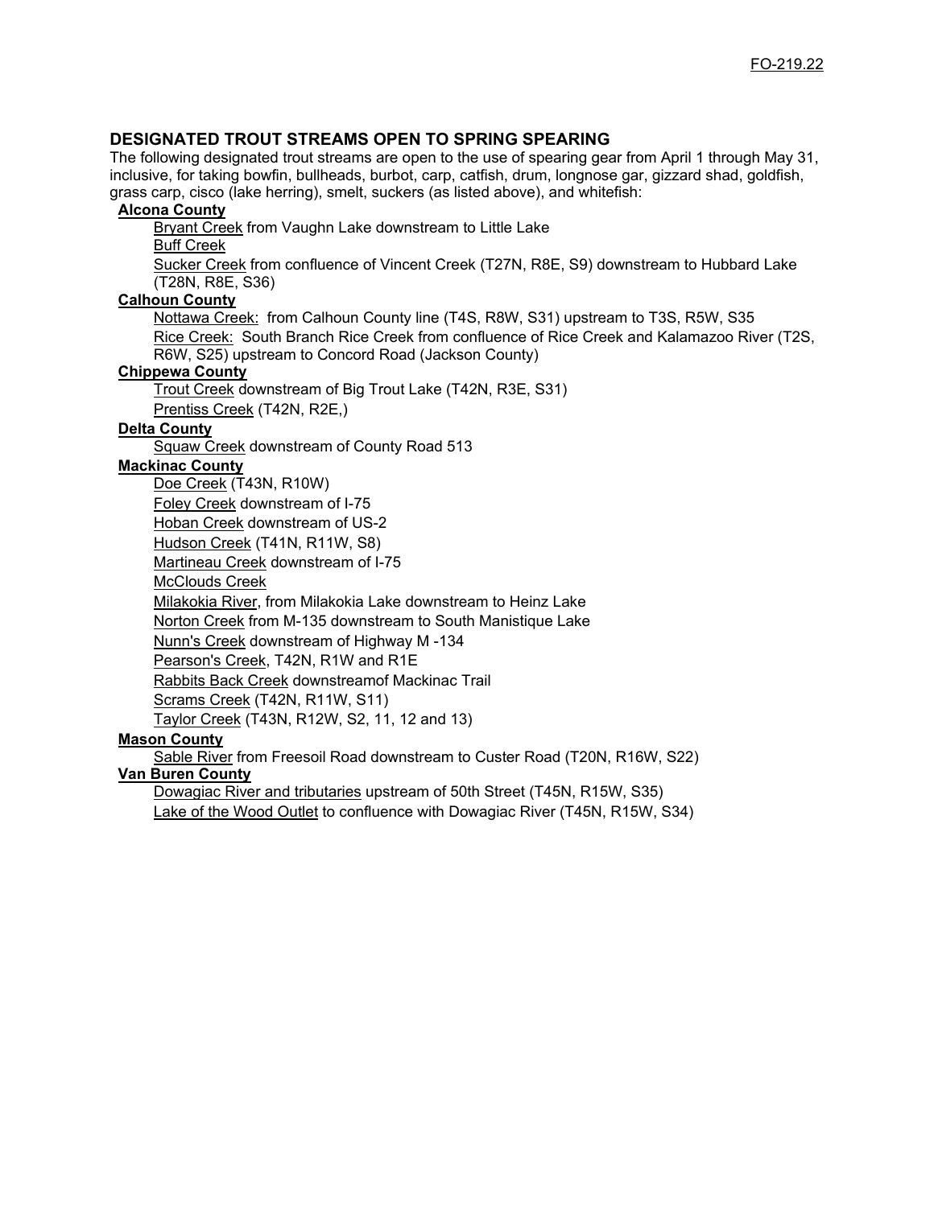## DESIGNATED TROUT STREAMS OPEN TO SPRING SPEARING

The following designated trout streams are open to the use of spearing gear from April 1 through May 31, inclusive, for taking bowfin, bullheads, burbot, carp, catfish, drum, longnose gar, gizzard shad, goldfish, grass carp, cisco (lake herring), smelt, suckers (as listed above), and whitefish:

**Alcona County**

- Bryant Creek from Vaughn Lake downstream to Little Lake
- Buff Creek
- Sucker Creek from confluence of Vincent Creek (T27N, R8E, S9) downstream to Hubbard Lake (T28N, R8E, S36)

**Calhoun County**

- Nottawa Creek: from Calhoun County line (T4S, R8W, S31) upstream to T3S, R5W, S35
- Rice Creek: South Branch Rice Creek from confluence of Rice Creek and Kalamazoo River (T2S, R6W, S25) upstream to Concord Road (Jackson County)

**Chippewa County**

- Trout Creek downstream of Big Trout Lake (T42N, R3E, S31)
- Prentiss Creek (T42N, R2E,)

**Delta County**

- Squaw Creek downstream of County Road 513

**Mackinac County**

- Doe Creek (T43N, R10W)
- Foley Creek downstream of I-75
- Hoban Creek downstream of US-2
- Hudson Creek (T41N, R11W, S8)
- Martineau Creek downstream of I-75
- McClouds Creek
- Milakokia River, from Milakokia Lake downstream to Heinz Lake
- Norton Creek from M-135 downstream to South Manistique Lake
- Nunn's Creek downstream of Highway M -134
- Pearson's Creek, T42N, R1W and R1E
- Rabbits Back Creek downstreamof Mackinac Trail
- Scrams Creek (T42N, R11W, S11)
- Taylor Creek (T43N, R12W, S2, 11, 12 and 13)

**Mason County**

- Sable River from Freesoil Road downstream to Custer Road (T20N, R16W, S22)

**Van Buren County**

- Dowagiac River and tributaries upstream of 50th Street (T45N, R15W, S35)
- Lake of the Wood Outlet to confluence with Dowagiac River (T45N, R15W, S34)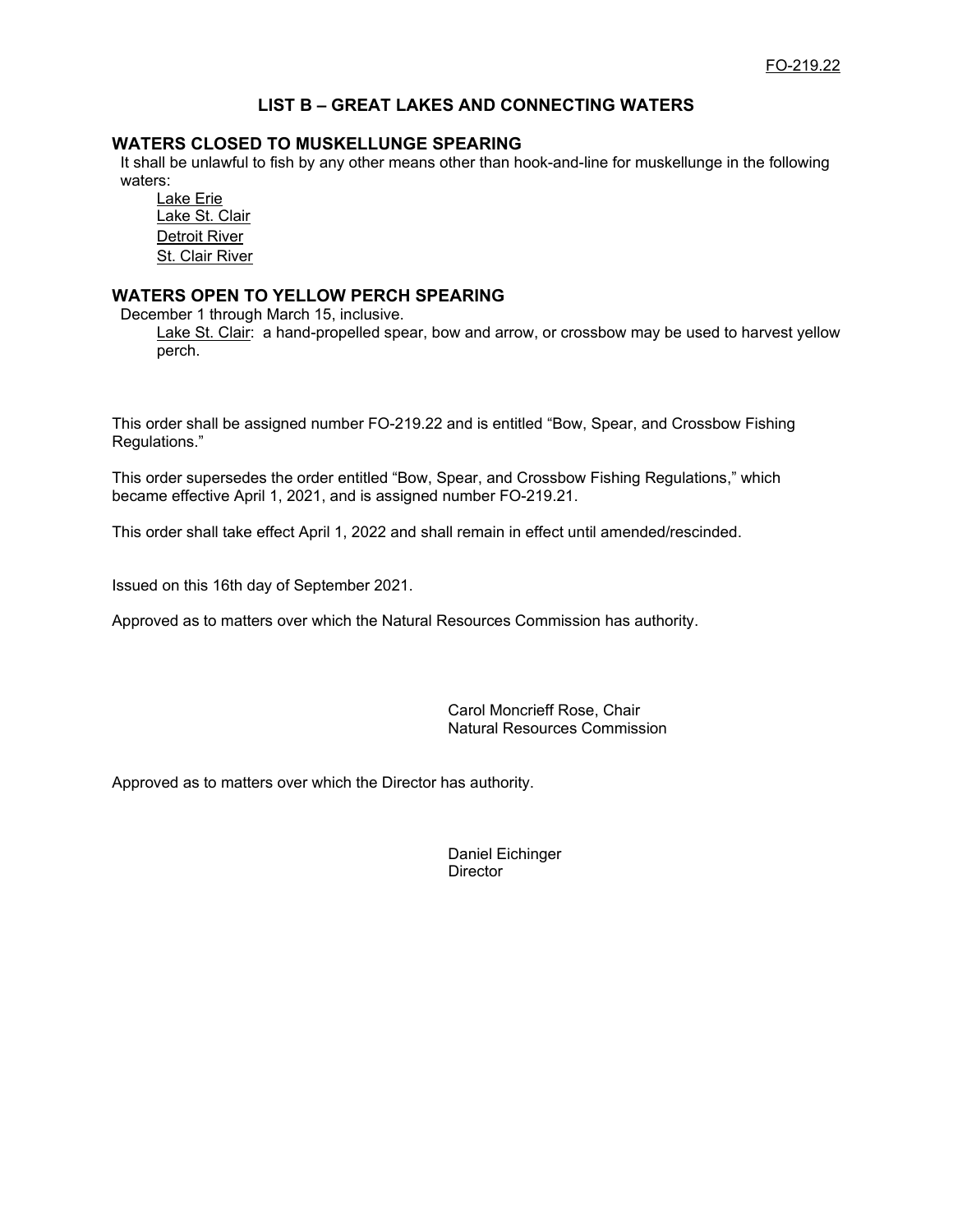FO-219.22

## LIST B – GREAT LAKES AND CONNECTING WATERS

### WATERS CLOSED TO MUSKELLUNGE SPEARING

It shall be unlawful to fish by any other means other than hook-and-line for muskellunge in the following waters:

Lake Erie
Lake St. Clair
Detroit River
St. Clair River

### WATERS OPEN TO YELLOW PERCH SPEARING

December 1 through March 15, inclusive.

Lake St. Clair: a hand-propelled spear, bow and arrow, or crossbow may be used to harvest yellow perch.

This order shall be assigned number FO-219.22 and is entitled "Bow, Spear, and Crossbow Fishing Regulations."

This order supersedes the order entitled "Bow, Spear, and Crossbow Fishing Regulations," which became effective April 1, 2021, and is assigned number FO-219.21.

This order shall take effect April 1, 2022 and shall remain in effect until amended/rescinded.

Issued on this 16th day of September 2021.

Approved as to matters over which the Natural Resources Commission has authority.

Carol Moncrieff Rose, Chair
Natural Resources Commission

Approved as to matters over which the Director has authority.

Daniel Eichinger
Director